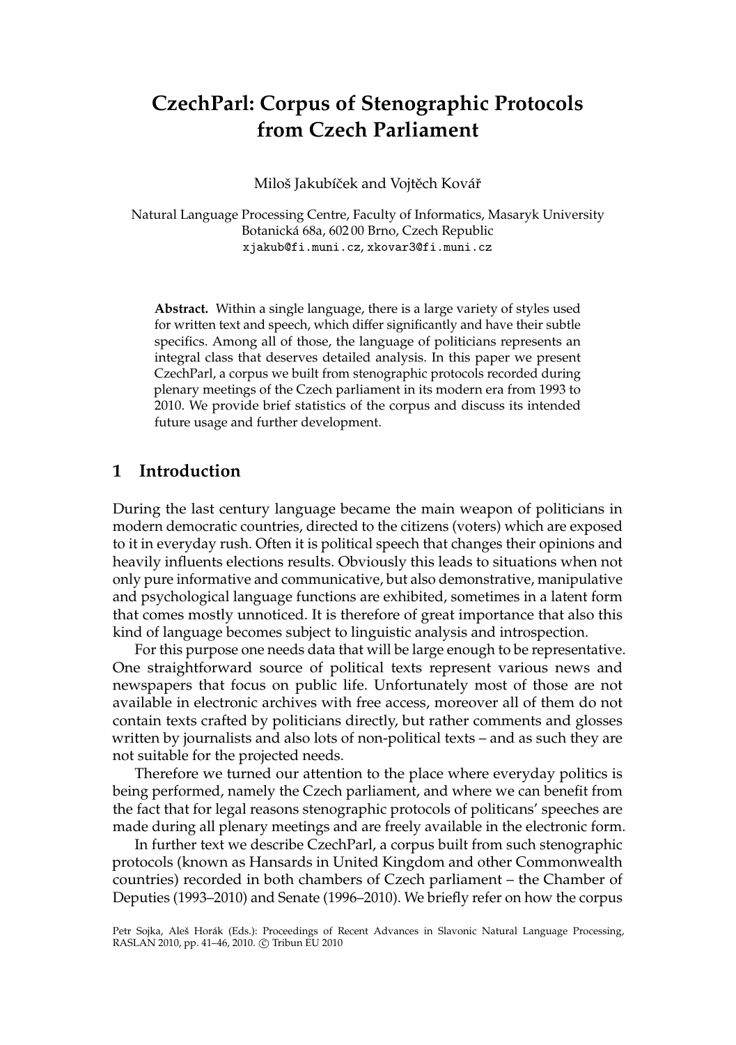# CzechParl: Corpus of Stenographic Protocols from Czech Parliament

Miloš Jakubíček and Vojtěch Kovář

Natural Language Processing Centre, Faculty of Informatics, Masaryk University
Botanická 68a, 602 00 Brno, Czech Republic
xjakub@fi.muni.cz, xkovar3@fi.muni.cz

**Abstract.** Within a single language, there is a large variety of styles used for written text and speech, which differ significantly and have their subtle specifics. Among all of those, the language of politicians represents an integral class that deserves detailed analysis. In this paper we present CzechParl, a corpus we built from stenographic protocols recorded during plenary meetings of the Czech parliament in its modern era from 1993 to 2010. We provide brief statistics of the corpus and discuss its intended future usage and further development.

## 1 Introduction

During the last century language became the main weapon of politicians in modern democratic countries, directed to the citizens (voters) which are exposed to it in everyday rush. Often it is political speech that changes their opinions and heavily influents elections results. Obviously this leads to situations when not only pure informative and communicative, but also demonstrative, manipulative and psychological language functions are exhibited, sometimes in a latent form that comes mostly unnoticed. It is therefore of great importance that also this kind of language becomes subject to linguistic analysis and introspection.

For this purpose one needs data that will be large enough to be representative. One straightforward source of political texts represent various news and newspapers that focus on public life. Unfortunately most of those are not available in electronic archives with free access, moreover all of them do not contain texts crafted by politicians directly, but rather comments and glosses written by journalists and also lots of non-political texts – and as such they are not suitable for the projected needs.

Therefore we turned our attention to the place where everyday politics is being performed, namely the Czech parliament, and where we can benefit from the fact that for legal reasons stenographic protocols of politicans' speeches are made during all plenary meetings and are freely available in the electronic form.

In further text we describe CzechParl, a corpus built from such stenographic protocols (known as Hansards in United Kingdom and other Commonwealth countries) recorded in both chambers of Czech parliament – the Chamber of Deputies (1993–2010) and Senate (1996–2010). We briefly refer on how the corpus

Petr Sojka, Aleš Horák (Eds.): Proceedings of Recent Advances in Slavonic Natural Language Processing, RASLAN 2010, pp. 41–46, 2010. © Tribun EU 2010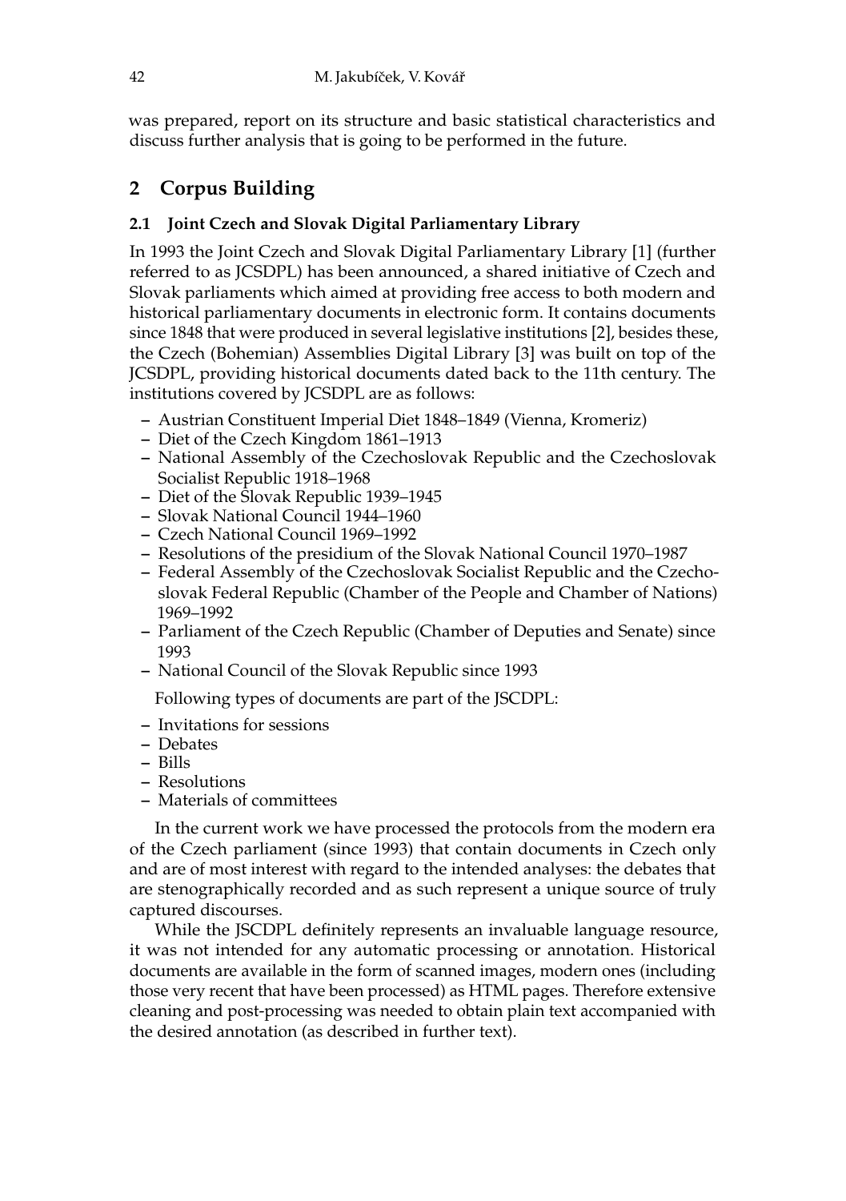was prepared, report on its structure and basic statistical characteristics and discuss further analysis that is going to be performed in the future.

## 2 Corpus Building

### 2.1 Joint Czech and Slovak Digital Parliamentary Library

In 1993 the Joint Czech and Slovak Digital Parliamentary Library [1] (further referred to as JCSDPL) has been announced, a shared initiative of Czech and Slovak parliaments which aimed at providing free access to both modern and historical parliamentary documents in electronic form. It contains documents since 1848 that were produced in several legislative institutions [2], besides these, the Czech (Bohemian) Assemblies Digital Library [3] was built on top of the JCSDPL, providing historical documents dated back to the 11th century. The institutions covered by JCSDPL are as follows:

- Austrian Constituent Imperial Diet 1848–1849 (Vienna, Kromeriz)
- Diet of the Czech Kingdom 1861–1913
- National Assembly of the Czechoslovak Republic and the Czechoslovak Socialist Republic 1918–1968
- Diet of the Slovak Republic 1939–1945
- Slovak National Council 1944–1960
- Czech National Council 1969–1992
- Resolutions of the presidium of the Slovak National Council 1970–1987
- Federal Assembly of the Czechoslovak Socialist Republic and the Czechoslovak Federal Republic (Chamber of the People and Chamber of Nations) 1969–1992
- Parliament of the Czech Republic (Chamber of Deputies and Senate) since 1993
- National Council of the Slovak Republic since 1993

Following types of documents are part of the JSCDPL:

- Invitations for sessions
- Debates
- Bills
- Resolutions
- Materials of committees

In the current work we have processed the protocols from the modern era of the Czech parliament (since 1993) that contain documents in Czech only and are of most interest with regard to the intended analyses: the debates that are stenographically recorded and as such represent a unique source of truly captured discourses.

While the JSCDPL definitely represents an invaluable language resource, it was not intended for any automatic processing or annotation. Historical documents are available in the form of scanned images, modern ones (including those very recent that have been processed) as HTML pages. Therefore extensive cleaning and post-processing was needed to obtain plain text accompanied with the desired annotation (as described in further text).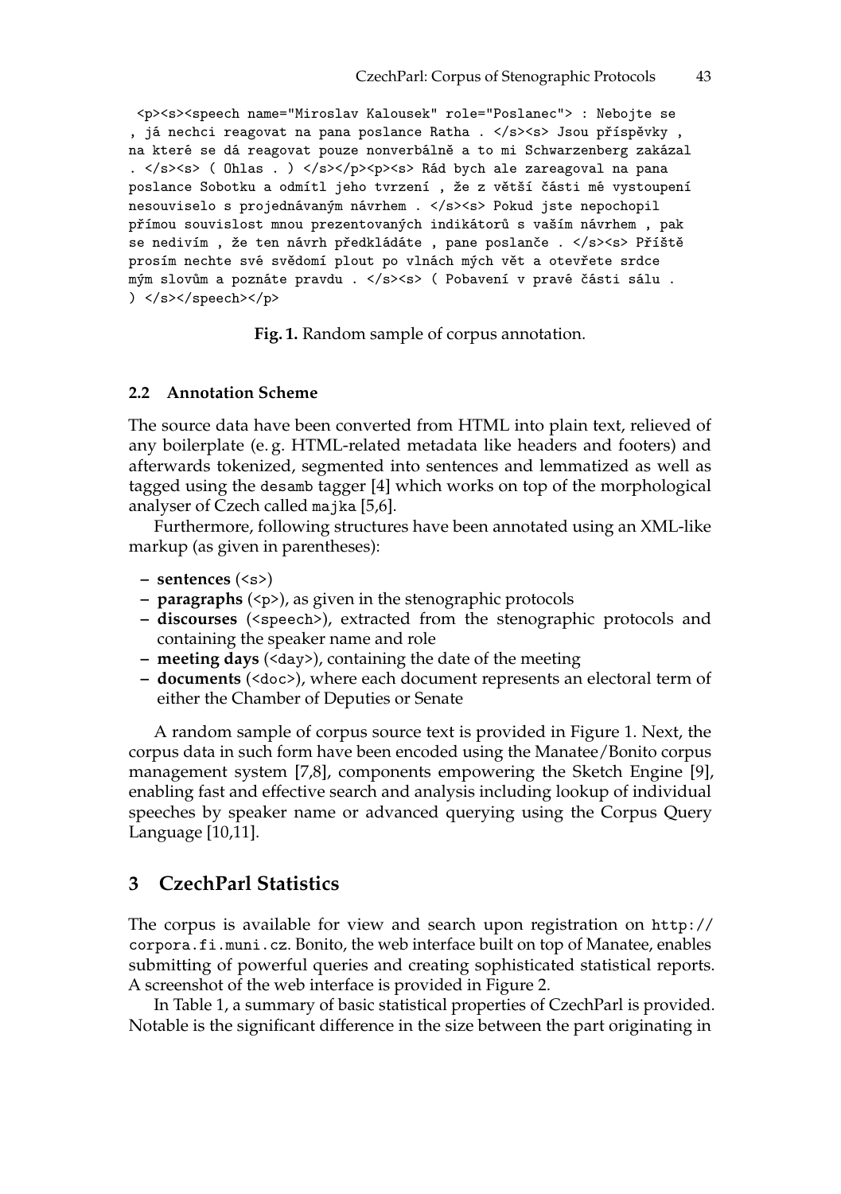```
<p><s><speech name="Miroslav Kalousek" role="Poslanec"> : Nebojte se
, já nechci reagovat na pana poslance Ratha . </s><s> Jsou příspěvky ,
na které se dá reagovat pouze nonverbálně a to mi Schwarzenberg zakázal
. </s><s> ( Ohlas . ) </s></p><p><s> Rád bych ale zareagoval na pana
poslance Sobotku a odmítl jeho tvrzení , že z větší části mé vystoupení
nesouviselo s projednávaným návrhem . </s><s> Pokud jste nepochopil
přímou souvislost mnou prezentovaných indikátorů s vaším návrhem , pak
se nedivím , že ten návrh předkládáte , pane poslanče . </s><s> Příště
prosím nechte své svědomí plout po vlnách mých vět a otevřete srdce
mým slovům a poznáte pravdu . </s><s> ( Pobavení v pravé části sálu .
) </s></speech></p>
```

**Fig. 1.** Random sample of corpus annotation.

### 2.2 Annotation Scheme

The source data have been converted from HTML into plain text, relieved of any boilerplate (e. g. HTML-related metadata like headers and footers) and afterwards tokenized, segmented into sentences and lemmatized as well as tagged using the desamb tagger [4] which works on top of the morphological analyser of Czech called majka [5,6].

Furthermore, following structures have been annotated using an XML-like markup (as given in parentheses):

- **sentences** (<s>)
- **paragraphs** (<p>), as given in the stenographic protocols
- **discourses** (<speech>), extracted from the stenographic protocols and containing the speaker name and role
- **meeting days** (<day>), containing the date of the meeting
- **documents** (<doc>), where each document represents an electoral term of either the Chamber of Deputies or Senate

A random sample of corpus source text is provided in Figure 1. Next, the corpus data in such form have been encoded using the Manatee/Bonito corpus management system [7,8], components empowering the Sketch Engine [9], enabling fast and effective search and analysis including lookup of individual speeches by speaker name or advanced querying using the Corpus Query Language [10,11].

## 3 CzechParl Statistics

The corpus is available for view and search upon registration on http://corpora.fi.muni.cz. Bonito, the web interface built on top of Manatee, enables submitting of powerful queries and creating sophisticated statistical reports. A screenshot of the web interface is provided in Figure 2.

In Table 1, a summary of basic statistical properties of CzechParl is provided. Notable is the significant difference in the size between the part originating in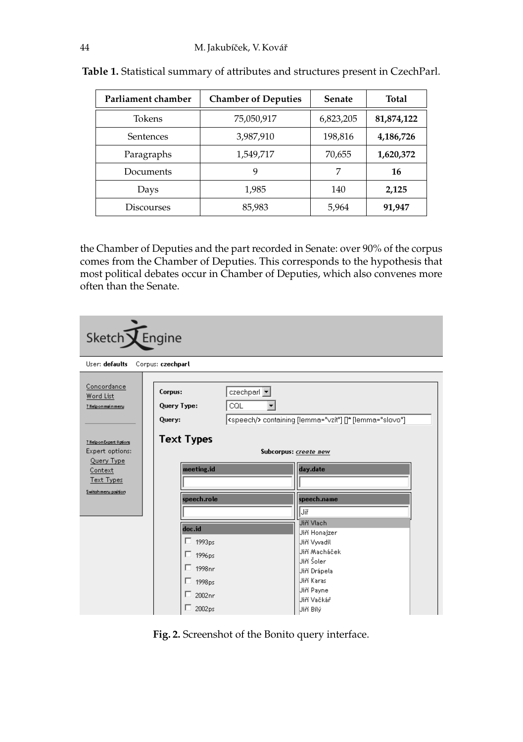**Table 1.** Statistical summary of attributes and structures present in CzechParl.

| Parliament chamber | Chamber of Deputies | Senate | Total |
| --- | --- | --- | --- |
| Tokens | 75,050,917 | 6,823,205 | **81,874,122** |
| Sentences | 3,987,910 | 198,816 | **4,186,726** |
| Paragraphs | 1,549,717 | 70,655 | **1,620,372** |
| Documents | 9 | 7 | **16** |
| Days | 1,985 | 140 | **2,125** |
| Discourses | 85,983 | 5,964 | **91,947** |

the Chamber of Deputies and the part recorded in Senate: over 90% of the corpus comes from the Chamber of Deputies. This corresponds to the hypothesis that most political debates occur in Chamber of Deputies, which also convenes more often than the Senate.

**Fig. 2.** Screenshot of the Bonito query interface.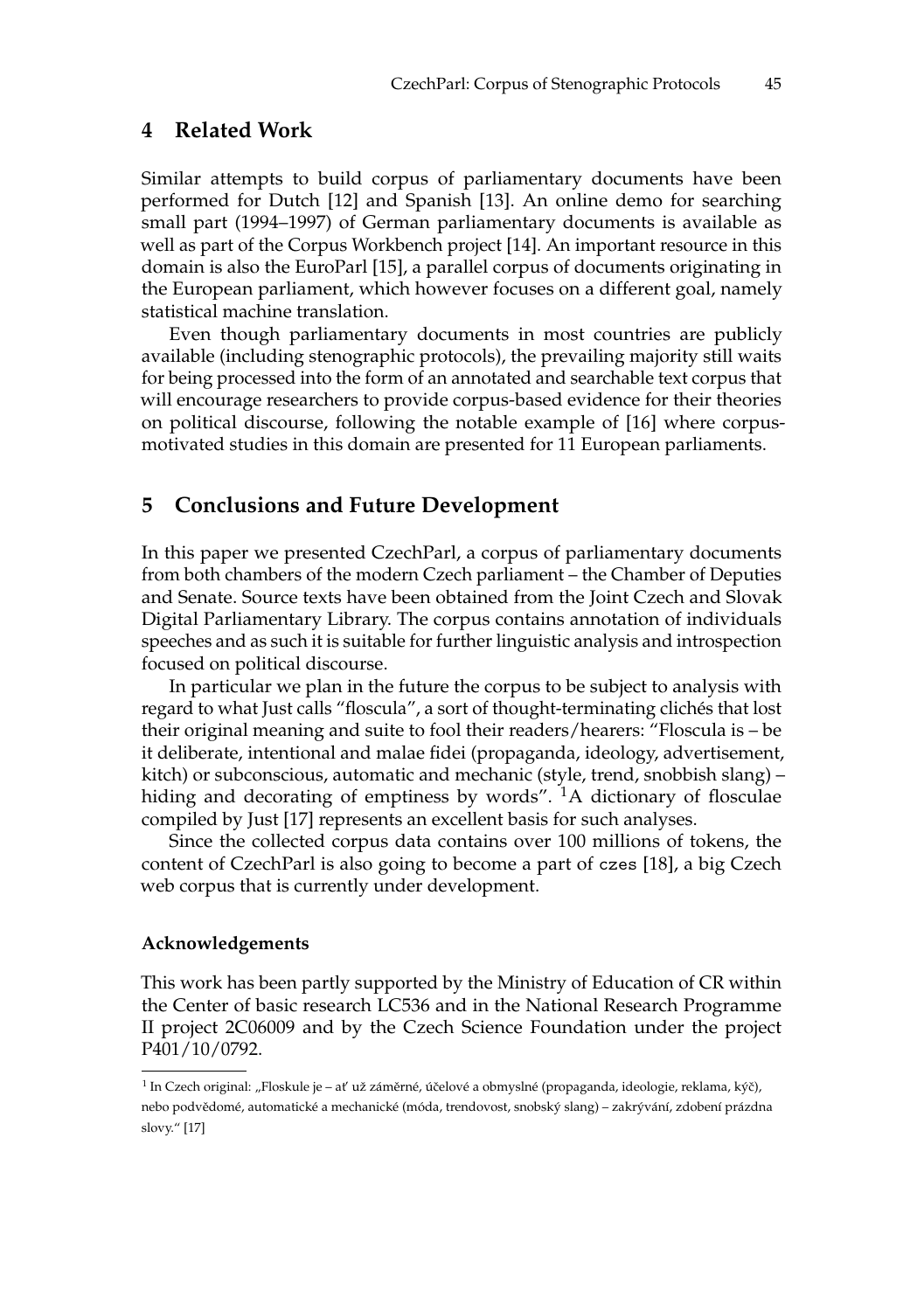## 4 Related Work

Similar attempts to build corpus of parliamentary documents have been performed for Dutch [12] and Spanish [13]. An online demo for searching small part (1994–1997) of German parliamentary documents is available as well as part of the Corpus Workbench project [14]. An important resource in this domain is also the EuroParl [15], a parallel corpus of documents originating in the European parliament, which however focuses on a different goal, namely statistical machine translation.

Even though parliamentary documents in most countries are publicly available (including stenographic protocols), the prevailing majority still waits for being processed into the form of an annotated and searchable text corpus that will encourage researchers to provide corpus-based evidence for their theories on political discourse, following the notable example of [16] where corpus-motivated studies in this domain are presented for 11 European parliaments.

## 5 Conclusions and Future Development

In this paper we presented CzechParl, a corpus of parliamentary documents from both chambers of the modern Czech parliament – the Chamber of Deputies and Senate. Source texts have been obtained from the Joint Czech and Slovak Digital Parliamentary Library. The corpus contains annotation of individuals speeches and as such it is suitable for further linguistic analysis and introspection focused on political discourse.

In particular we plan in the future the corpus to be subject to analysis with regard to what Just calls "floscula", a sort of thought-terminating clichés that lost their original meaning and suite to fool their readers/hearers: "Floscula is – be it deliberate, intentional and malae fidei (propaganda, ideology, advertisement, kitch) or subconscious, automatic and mechanic (style, trend, snobbish slang) – hiding and decorating of emptiness by words". [1]A dictionary of flosculae compiled by Just [17] represents an excellent basis for such analyses.

Since the collected corpus data contains over 100 millions of tokens, the content of CzechParl is also going to become a part of `czes` [18], a big Czech web corpus that is currently under development.

### Acknowledgements

This work has been partly supported by the Ministry of Education of CR within the Center of basic research LC536 and in the National Research Programme II project 2C06009 and by the Czech Science Foundation under the project P401/10/0792.

[1] In Czech original: „Floskule je – ať už záměrné, účelové a obmyslné (propaganda, ideologie, reklama, kýč), nebo podvědomé, automatické a mechanické (móda, trendovost, snobský slang) – zakrývání, zdobení prázdna slovy." [17]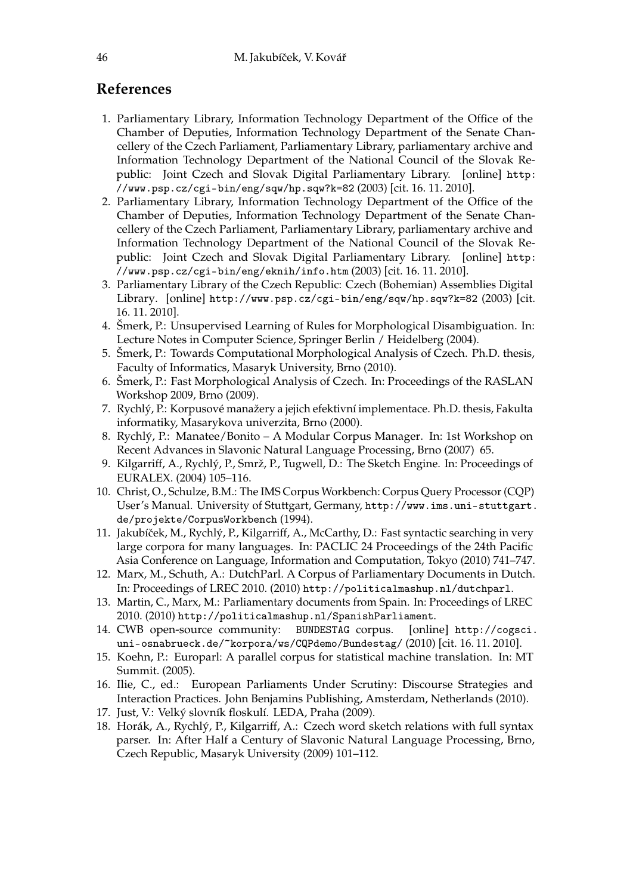## References

1. Parliamentary Library, Information Technology Department of the Office of the Chamber of Deputies, Information Technology Department of the Senate Chancellery of the Czech Parliament, Parliamentary Library, parliamentary archive and Information Technology Department of the National Council of the Slovak Republic: Joint Czech and Slovak Digital Parliamentary Library. [online] http://www.psp.cz/cgi-bin/eng/sqw/hp.sqw?k=82 (2003) [cit. 16. 11. 2010].
2. Parliamentary Library, Information Technology Department of the Office of the Chamber of Deputies, Information Technology Department of the Senate Chancellery of the Czech Parliament, Parliamentary Library, parliamentary archive and Information Technology Department of the National Council of the Slovak Republic: Joint Czech and Slovak Digital Parliamentary Library. [online] http://www.psp.cz/cgi-bin/eng/eknih/info.htm (2003) [cit. 16. 11. 2010].
3. Parliamentary Library of the Czech Republic: Czech (Bohemian) Assemblies Digital Library. [online] http://www.psp.cz/cgi-bin/eng/sqw/hp.sqw?k=82 (2003) [cit. 16. 11. 2010].
4. Šmerk, P.: Unsupervised Learning of Rules for Morphological Disambiguation. In: Lecture Notes in Computer Science, Springer Berlin / Heidelberg (2004).
5. Šmerk, P.: Towards Computational Morphological Analysis of Czech. Ph.D. thesis, Faculty of Informatics, Masaryk University, Brno (2010).
6. Šmerk, P.: Fast Morphological Analysis of Czech. In: Proceedings of the RASLAN Workshop 2009, Brno (2009).
7. Rychlý, P.: Korpusové manažery a jejich efektivní implementace. Ph.D. thesis, Fakulta informatiky, Masarykova univerzita, Brno (2000).
8. Rychlý, P.: Manatee/Bonito – A Modular Corpus Manager. In: 1st Workshop on Recent Advances in Slavonic Natural Language Processing, Brno (2007) 65.
9. Kilgarriff, A., Rychlý, P., Smrž, P., Tugwell, D.: The Sketch Engine. In: Proceedings of EURALEX. (2004) 105–116.
10. Christ, O., Schulze, B.M.: The IMS Corpus Workbench: Corpus Query Processor (CQP) User's Manual. University of Stuttgart, Germany, http://www.ims.uni-stuttgart.de/projekte/CorpusWorkbench (1994).
11. Jakubíček, M., Rychlý, P., Kilgarriff, A., McCarthy, D.: Fast syntactic searching in very large corpora for many languages. In: PACLIC 24 Proceedings of the 24th Pacific Asia Conference on Language, Information and Computation, Tokyo (2010) 741–747.
12. Marx, M., Schuth, A.: DutchParl. A Corpus of Parliamentary Documents in Dutch. In: Proceedings of LREC 2010. (2010) http://politicalmashup.nl/dutchparl.
13. Martin, C., Marx, M.: Parliamentary documents from Spain. In: Proceedings of LREC 2010. (2010) http://politicalmashup.nl/SpanishParliament.
14. CWB open-source community: BUNDESTAG corpus. [online] http://cogsci.uni-osnabrueck.de/~korpora/ws/CQPdemo/Bundestag/ (2010) [cit. 16. 11. 2010].
15. Koehn, P.: Europarl: A parallel corpus for statistical machine translation. In: MT Summit. (2005).
16. Ilie, C., ed.: European Parliaments Under Scrutiny: Discourse Strategies and Interaction Practices. John Benjamins Publishing, Amsterdam, Netherlands (2010).
17. Just, V.: Velký slovník floskulí. LEDA, Praha (2009).
18. Horák, A., Rychlý, P., Kilgarriff, A.: Czech word sketch relations with full syntax parser. In: After Half a Century of Slavonic Natural Language Processing, Brno, Czech Republic, Masaryk University (2009) 101–112.